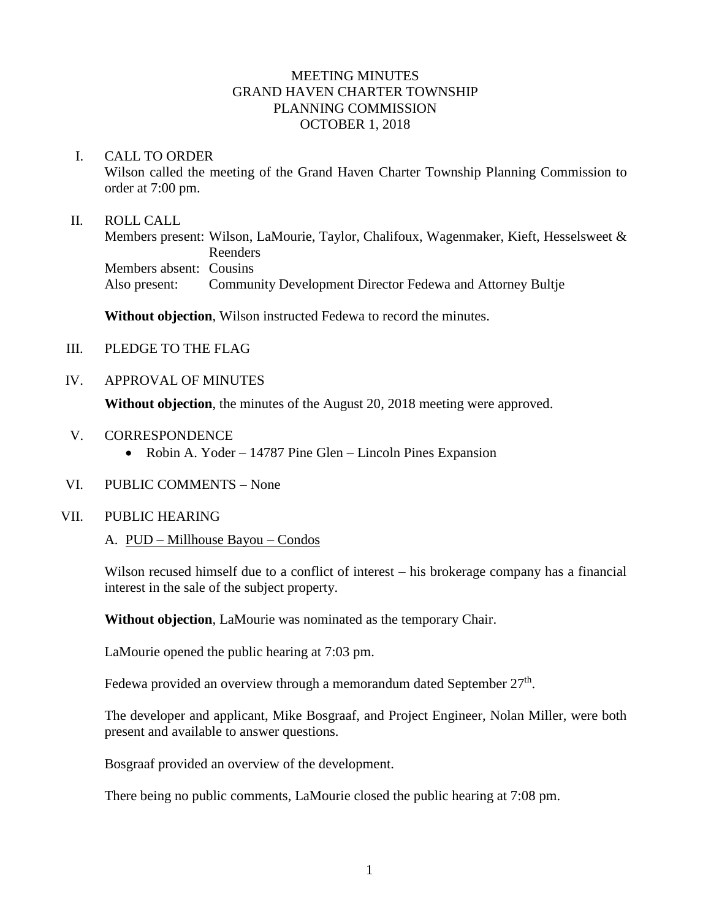# MEETING MINUTES
## GRAND HAVEN CHARTER TOWNSHIP
## PLANNING COMMISSION
## OCTOBER 1, 2018

I. CALL TO ORDER

Wilson called the meeting of the Grand Haven Charter Township Planning Commission to order at 7:00 pm.

II. ROLL CALL

Members present: Wilson, LaMourie, Taylor, Chalifoux, Wagenmaker, Kieft, Hesselsweet & Reenders
Members absent: Cousins
Also present: Community Development Director Fedewa and Attorney Bultje

**Without objection**, Wilson instructed Fedewa to record the minutes.

III. PLEDGE TO THE FLAG

IV. APPROVAL OF MINUTES

**Without objection**, the minutes of the August 20, 2018 meeting were approved.

V. CORRESPONDENCE

- Robin A. Yoder – 14787 Pine Glen – Lincoln Pines Expansion

VI. PUBLIC COMMENTS – None

VII. PUBLIC HEARING

A. PUD – Millhouse Bayou – Condos

Wilson recused himself due to a conflict of interest – his brokerage company has a financial interest in the sale of the subject property.

**Without objection**, LaMourie was nominated as the temporary Chair.

LaMourie opened the public hearing at 7:03 pm.

Fedewa provided an overview through a memorandum dated September 27th.

The developer and applicant, Mike Bosgraaf, and Project Engineer, Nolan Miller, were both present and available to answer questions.

Bosgraaf provided an overview of the development.

There being no public comments, LaMourie closed the public hearing at 7:08 pm.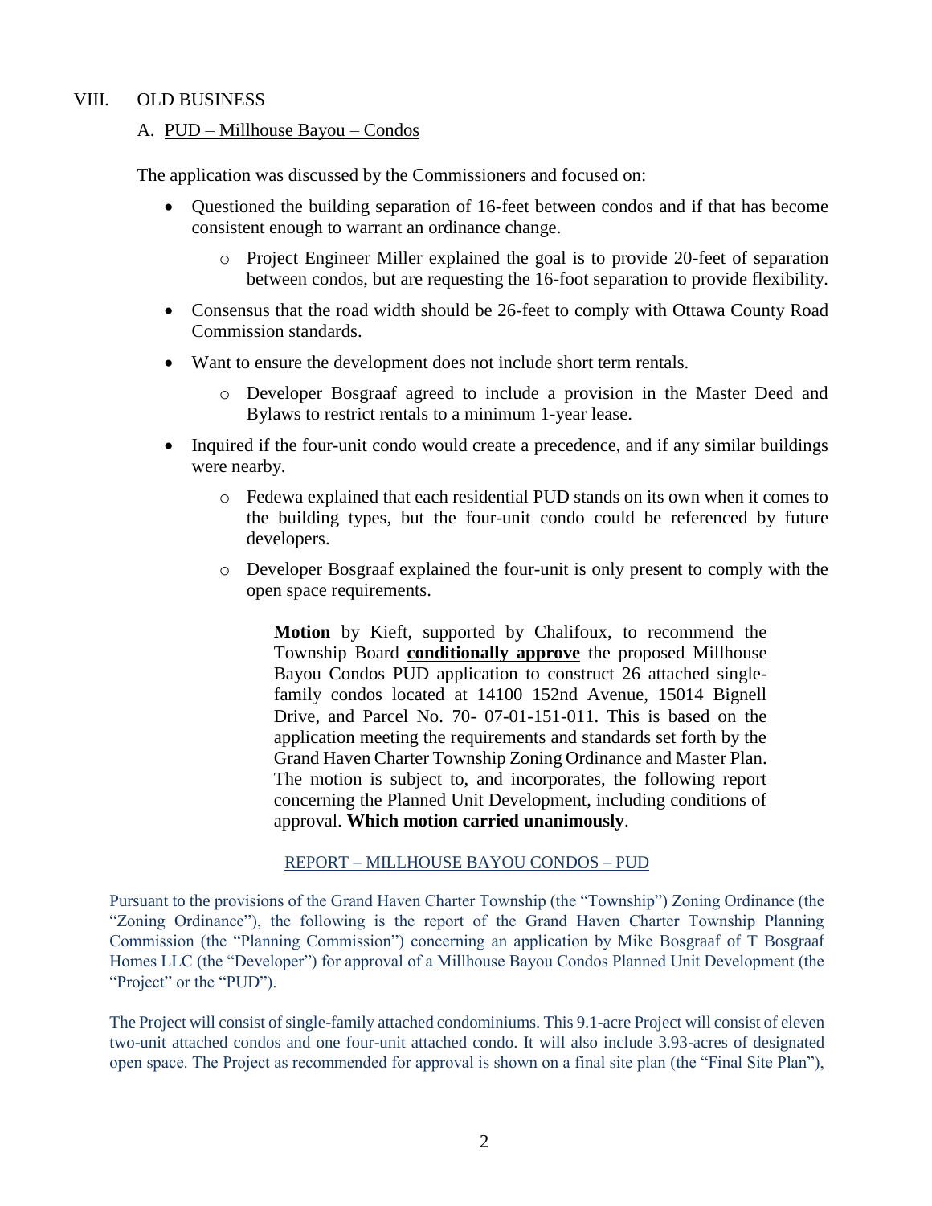## VIII. OLD BUSINESS

### A. PUD – Millhouse Bayou – Condos

The application was discussed by the Commissioners and focused on:

- Questioned the building separation of 16-feet between condos and if that has become consistent enough to warrant an ordinance change.
  - Project Engineer Miller explained the goal is to provide 20-feet of separation between condos, but are requesting the 16-foot separation to provide flexibility.
- Consensus that the road width should be 26-feet to comply with Ottawa County Road Commission standards.
- Want to ensure the development does not include short term rentals.
  - Developer Bosgraaf agreed to include a provision in the Master Deed and Bylaws to restrict rentals to a minimum 1-year lease.
- Inquired if the four-unit condo would create a precedence, and if any similar buildings were nearby.
  - Fedewa explained that each residential PUD stands on its own when it comes to the building types, but the four-unit condo could be referenced by future developers.
  - Developer Bosgraaf explained the four-unit is only present to comply with the open space requirements.

> **Motion** by Kieft, supported by Chalifoux, to recommend the Township Board **conditionally approve** the proposed Millhouse Bayou Condos PUD application to construct 26 attached single-family condos located at 14100 152nd Avenue, 15014 Bignell Drive, and Parcel No. 70- 07-01-151-011. This is based on the application meeting the requirements and standards set forth by the Grand Haven Charter Township Zoning Ordinance and Master Plan. The motion is subject to, and incorporates, the following report concerning the Planned Unit Development, including conditions of approval. **Which motion carried unanimously**.

REPORT – MILLHOUSE BAYOU CONDOS – PUD

Pursuant to the provisions of the Grand Haven Charter Township (the "Township") Zoning Ordinance (the "Zoning Ordinance"), the following is the report of the Grand Haven Charter Township Planning Commission (the "Planning Commission") concerning an application by Mike Bosgraaf of T Bosgraaf Homes LLC (the "Developer") for approval of a Millhouse Bayou Condos Planned Unit Development (the "Project" or the "PUD").

The Project will consist of single-family attached condominiums. This 9.1-acre Project will consist of eleven two-unit attached condos and one four-unit attached condo. It will also include 3.93-acres of designated open space. The Project as recommended for approval is shown on a final site plan (the "Final Site Plan"),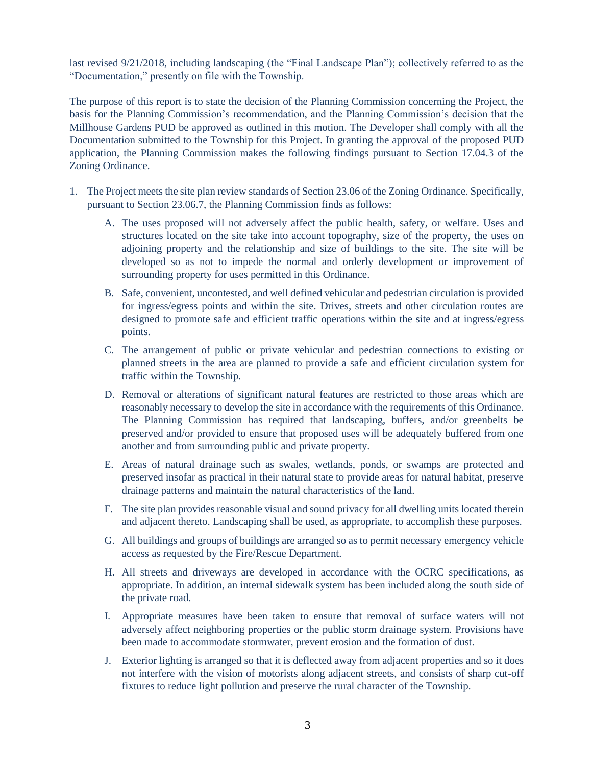last revised 9/21/2018, including landscaping (the "Final Landscape Plan"); collectively referred to as the "Documentation," presently on file with the Township.

The purpose of this report is to state the decision of the Planning Commission concerning the Project, the basis for the Planning Commission's recommendation, and the Planning Commission's decision that the Millhouse Gardens PUD be approved as outlined in this motion. The Developer shall comply with all the Documentation submitted to the Township for this Project. In granting the approval of the proposed PUD application, the Planning Commission makes the following findings pursuant to Section 17.04.3 of the Zoning Ordinance.

1. The Project meets the site plan review standards of Section 23.06 of the Zoning Ordinance. Specifically, pursuant to Section 23.06.7, the Planning Commission finds as follows:

   A. The uses proposed will not adversely affect the public health, safety, or welfare. Uses and structures located on the site take into account topography, size of the property, the uses on adjoining property and the relationship and size of buildings to the site. The site will be developed so as not to impede the normal and orderly development or improvement of surrounding property for uses permitted in this Ordinance.

   B. Safe, convenient, uncontested, and well defined vehicular and pedestrian circulation is provided for ingress/egress points and within the site. Drives, streets and other circulation routes are designed to promote safe and efficient traffic operations within the site and at ingress/egress points.

   C. The arrangement of public or private vehicular and pedestrian connections to existing or planned streets in the area are planned to provide a safe and efficient circulation system for traffic within the Township.

   D. Removal or alterations of significant natural features are restricted to those areas which are reasonably necessary to develop the site in accordance with the requirements of this Ordinance. The Planning Commission has required that landscaping, buffers, and/or greenbelts be preserved and/or provided to ensure that proposed uses will be adequately buffered from one another and from surrounding public and private property.

   E. Areas of natural drainage such as swales, wetlands, ponds, or swamps are protected and preserved insofar as practical in their natural state to provide areas for natural habitat, preserve drainage patterns and maintain the natural characteristics of the land.

   F. The site plan provides reasonable visual and sound privacy for all dwelling units located therein and adjacent thereto. Landscaping shall be used, as appropriate, to accomplish these purposes.

   G. All buildings and groups of buildings are arranged so as to permit necessary emergency vehicle access as requested by the Fire/Rescue Department.

   H. All streets and driveways are developed in accordance with the OCRC specifications, as appropriate. In addition, an internal sidewalk system has been included along the south side of the private road.

   I. Appropriate measures have been taken to ensure that removal of surface waters will not adversely affect neighboring properties or the public storm drainage system. Provisions have been made to accommodate stormwater, prevent erosion and the formation of dust.

   J. Exterior lighting is arranged so that it is deflected away from adjacent properties and so it does not interfere with the vision of motorists along adjacent streets, and consists of sharp cut-off fixtures to reduce light pollution and preserve the rural character of the Township.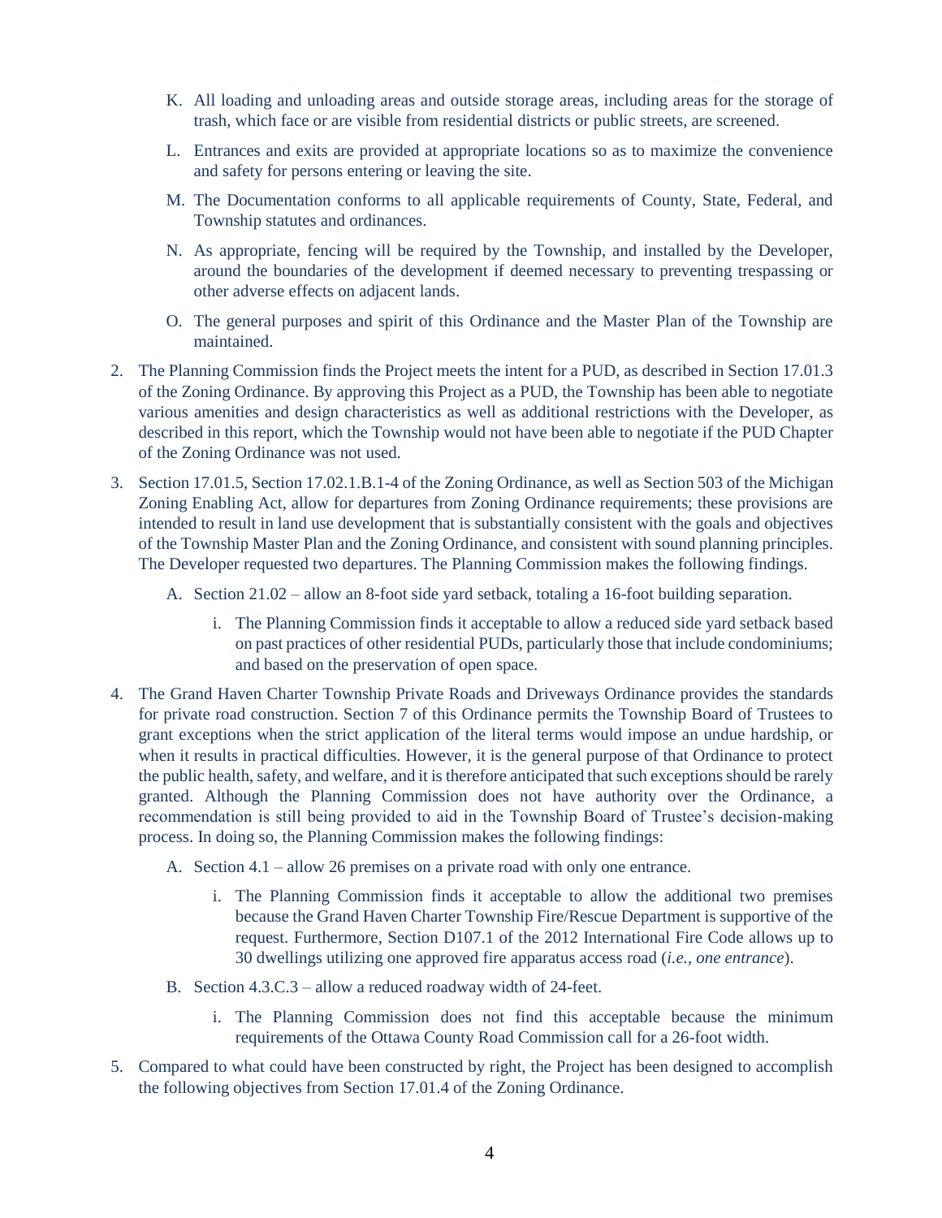K. All loading and unloading areas and outside storage areas, including areas for the storage of trash, which face or are visible from residential districts or public streets, are screened.

L. Entrances and exits are provided at appropriate locations so as to maximize the convenience and safety for persons entering or leaving the site.

M. The Documentation conforms to all applicable requirements of County, State, Federal, and Township statutes and ordinances.

N. As appropriate, fencing will be required by the Township, and installed by the Developer, around the boundaries of the development if deemed necessary to preventing trespassing or other adverse effects on adjacent lands.

O. The general purposes and spirit of this Ordinance and the Master Plan of the Township are maintained.

2. The Planning Commission finds the Project meets the intent for a PUD, as described in Section 17.01.3 of the Zoning Ordinance. By approving this Project as a PUD, the Township has been able to negotiate various amenities and design characteristics as well as additional restrictions with the Developer, as described in this report, which the Township would not have been able to negotiate if the PUD Chapter of the Zoning Ordinance was not used.

3. Section 17.01.5, Section 17.02.1.B.1-4 of the Zoning Ordinance, as well as Section 503 of the Michigan Zoning Enabling Act, allow for departures from Zoning Ordinance requirements; these provisions are intended to result in land use development that is substantially consistent with the goals and objectives of the Township Master Plan and the Zoning Ordinance, and consistent with sound planning principles. The Developer requested two departures. The Planning Commission makes the following findings.

   A. Section 21.02 – allow an 8-foot side yard setback, totaling a 16-foot building separation.

      i. The Planning Commission finds it acceptable to allow a reduced side yard setback based on past practices of other residential PUDs, particularly those that include condominiums; and based on the preservation of open space.

4. The Grand Haven Charter Township Private Roads and Driveways Ordinance provides the standards for private road construction. Section 7 of this Ordinance permits the Township Board of Trustees to grant exceptions when the strict application of the literal terms would impose an undue hardship, or when it results in practical difficulties. However, it is the general purpose of that Ordinance to protect the public health, safety, and welfare, and it is therefore anticipated that such exceptions should be rarely granted. Although the Planning Commission does not have authority over the Ordinance, a recommendation is still being provided to aid in the Township Board of Trustee's decision-making process. In doing so, the Planning Commission makes the following findings:

   A. Section 4.1 – allow 26 premises on a private road with only one entrance.

      i. The Planning Commission finds it acceptable to allow the additional two premises because the Grand Haven Charter Township Fire/Rescue Department is supportive of the request. Furthermore, Section D107.1 of the 2012 International Fire Code allows up to 30 dwellings utilizing one approved fire apparatus access road (*i.e., one entrance*).

   B. Section 4.3.C.3 – allow a reduced roadway width of 24-feet.

      i. The Planning Commission does not find this acceptable because the minimum requirements of the Ottawa County Road Commission call for a 26-foot width.

5. Compared to what could have been constructed by right, the Project has been designed to accomplish the following objectives from Section 17.01.4 of the Zoning Ordinance.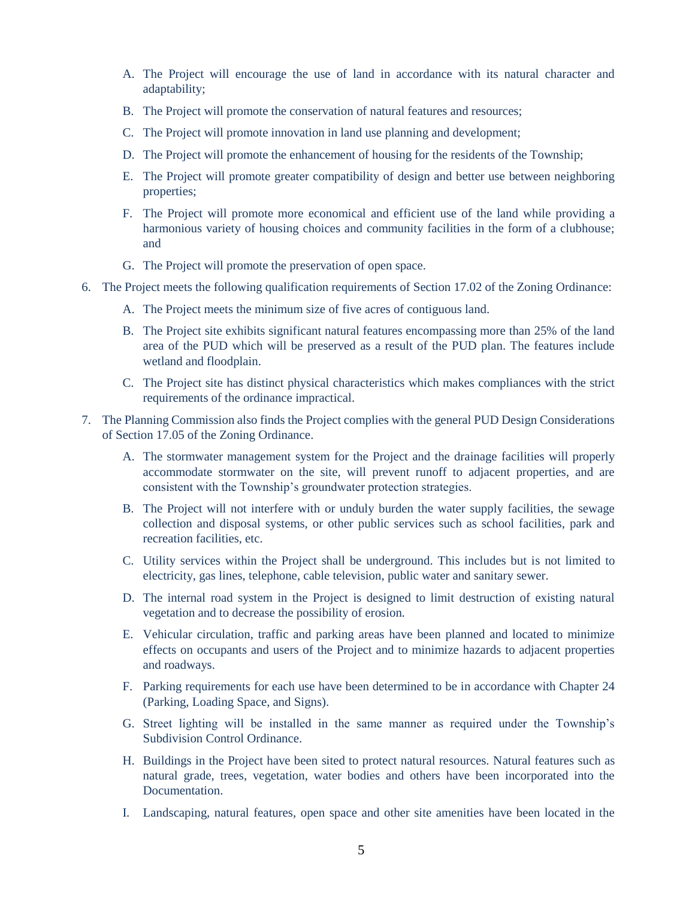A. The Project will encourage the use of land in accordance with its natural character and adaptability;

B. The Project will promote the conservation of natural features and resources;

C. The Project will promote innovation in land use planning and development;

D. The Project will promote the enhancement of housing for the residents of the Township;

E. The Project will promote greater compatibility of design and better use between neighboring properties;

F. The Project will promote more economical and efficient use of the land while providing a harmonious variety of housing choices and community facilities in the form of a clubhouse; and

G. The Project will promote the preservation of open space.

6. The Project meets the following qualification requirements of Section 17.02 of the Zoning Ordinance:

   A. The Project meets the minimum size of five acres of contiguous land.

   B. The Project site exhibits significant natural features encompassing more than 25% of the land area of the PUD which will be preserved as a result of the PUD plan. The features include wetland and floodplain.

   C. The Project site has distinct physical characteristics which makes compliances with the strict requirements of the ordinance impractical.

7. The Planning Commission also finds the Project complies with the general PUD Design Considerations of Section 17.05 of the Zoning Ordinance.

   A. The stormwater management system for the Project and the drainage facilities will properly accommodate stormwater on the site, will prevent runoff to adjacent properties, and are consistent with the Township's groundwater protection strategies.

   B. The Project will not interfere with or unduly burden the water supply facilities, the sewage collection and disposal systems, or other public services such as school facilities, park and recreation facilities, etc.

   C. Utility services within the Project shall be underground. This includes but is not limited to electricity, gas lines, telephone, cable television, public water and sanitary sewer.

   D. The internal road system in the Project is designed to limit destruction of existing natural vegetation and to decrease the possibility of erosion.

   E. Vehicular circulation, traffic and parking areas have been planned and located to minimize effects on occupants and users of the Project and to minimize hazards to adjacent properties and roadways.

   F. Parking requirements for each use have been determined to be in accordance with Chapter 24 (Parking, Loading Space, and Signs).

   G. Street lighting will be installed in the same manner as required under the Township's Subdivision Control Ordinance.

   H. Buildings in the Project have been sited to protect natural resources. Natural features such as natural grade, trees, vegetation, water bodies and others have been incorporated into the Documentation.

   I. Landscaping, natural features, open space and other site amenities have been located in the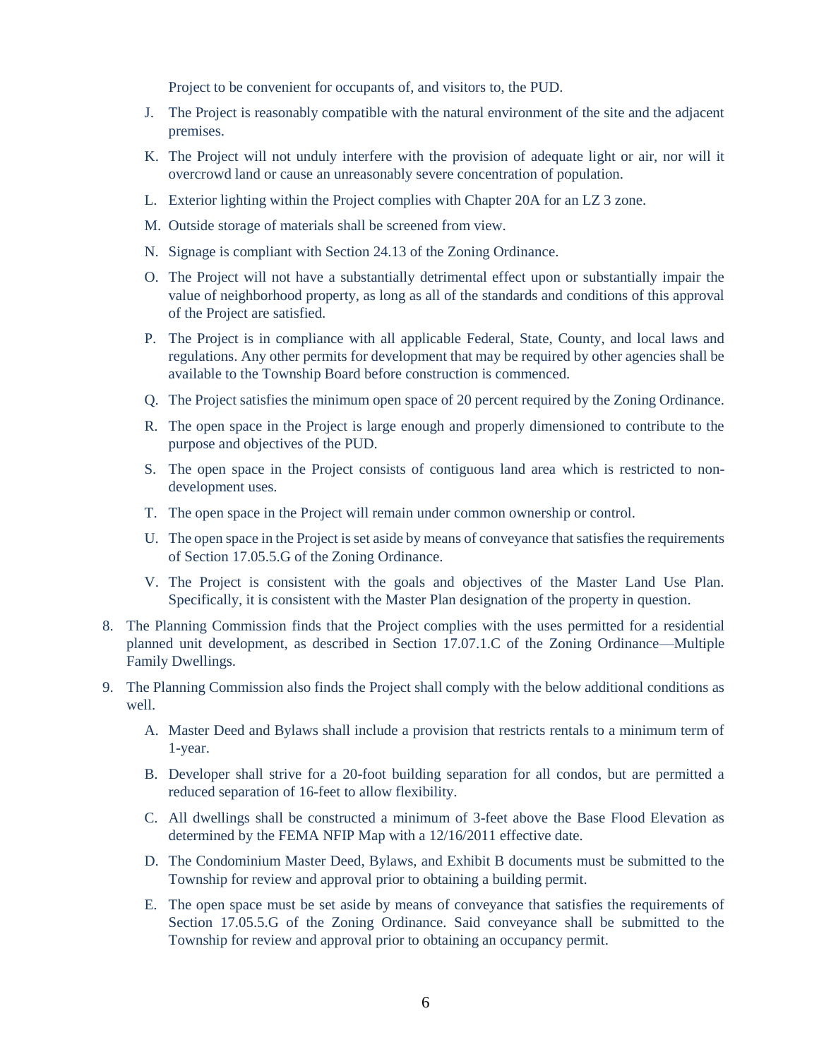Project to be convenient for occupants of, and visitors to, the PUD.

J. The Project is reasonably compatible with the natural environment of the site and the adjacent premises.

K. The Project will not unduly interfere with the provision of adequate light or air, nor will it overcrowd land or cause an unreasonably severe concentration of population.

L. Exterior lighting within the Project complies with Chapter 20A for an LZ 3 zone.

M. Outside storage of materials shall be screened from view.

N. Signage is compliant with Section 24.13 of the Zoning Ordinance.

O. The Project will not have a substantially detrimental effect upon or substantially impair the value of neighborhood property, as long as all of the standards and conditions of this approval of the Project are satisfied.

P. The Project is in compliance with all applicable Federal, State, County, and local laws and regulations. Any other permits for development that may be required by other agencies shall be available to the Township Board before construction is commenced.

Q. The Project satisfies the minimum open space of 20 percent required by the Zoning Ordinance.

R. The open space in the Project is large enough and properly dimensioned to contribute to the purpose and objectives of the PUD.

S. The open space in the Project consists of contiguous land area which is restricted to non-development uses.

T. The open space in the Project will remain under common ownership or control.

U. The open space in the Project is set aside by means of conveyance that satisfies the requirements of Section 17.05.5.G of the Zoning Ordinance.

V. The Project is consistent with the goals and objectives of the Master Land Use Plan. Specifically, it is consistent with the Master Plan designation of the property in question.

8. The Planning Commission finds that the Project complies with the uses permitted for a residential planned unit development, as described in Section 17.07.1.C of the Zoning Ordinance—Multiple Family Dwellings.

9. The Planning Commission also finds the Project shall comply with the below additional conditions as well.

   A. Master Deed and Bylaws shall include a provision that restricts rentals to a minimum term of 1-year.

   B. Developer shall strive for a 20-foot building separation for all condos, but are permitted a reduced separation of 16-feet to allow flexibility.

   C. All dwellings shall be constructed a minimum of 3-feet above the Base Flood Elevation as determined by the FEMA NFIP Map with a 12/16/2011 effective date.

   D. The Condominium Master Deed, Bylaws, and Exhibit B documents must be submitted to the Township for review and approval prior to obtaining a building permit.

   E. The open space must be set aside by means of conveyance that satisfies the requirements of Section 17.05.5.G of the Zoning Ordinance. Said conveyance shall be submitted to the Township for review and approval prior to obtaining an occupancy permit.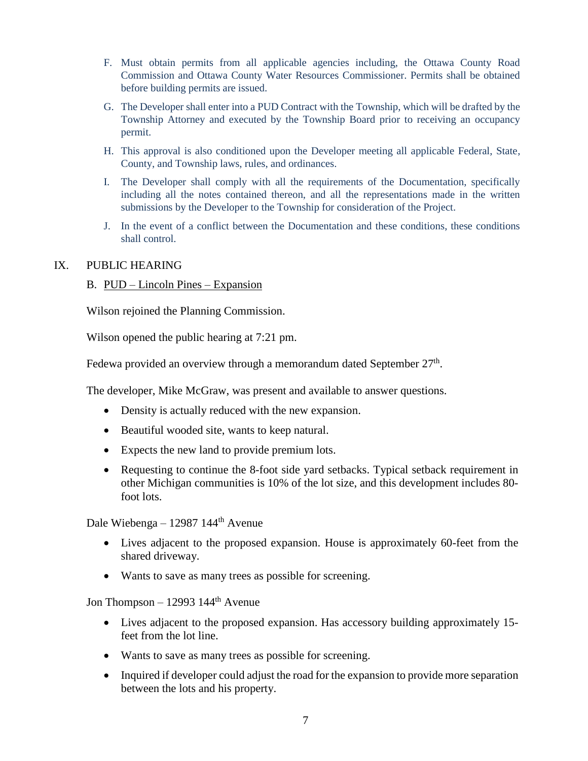F. Must obtain permits from all applicable agencies including, the Ottawa County Road Commission and Ottawa County Water Resources Commissioner. Permits shall be obtained before building permits are issued.

G. The Developer shall enter into a PUD Contract with the Township, which will be drafted by the Township Attorney and executed by the Township Board prior to receiving an occupancy permit.

H. This approval is also conditioned upon the Developer meeting all applicable Federal, State, County, and Township laws, rules, and ordinances.

I. The Developer shall comply with all the requirements of the Documentation, specifically including all the notes contained thereon, and all the representations made in the written submissions by the Developer to the Township for consideration of the Project.

J. In the event of a conflict between the Documentation and these conditions, these conditions shall control.

## IX. PUBLIC HEARING

B. PUD – Lincoln Pines – Expansion

Wilson rejoined the Planning Commission.

Wilson opened the public hearing at 7:21 pm.

Fedewa provided an overview through a memorandum dated September 27th.

The developer, Mike McGraw, was present and available to answer questions.

- Density is actually reduced with the new expansion.
- Beautiful wooded site, wants to keep natural.
- Expects the new land to provide premium lots.
- Requesting to continue the 8-foot side yard setbacks. Typical setback requirement in other Michigan communities is 10% of the lot size, and this development includes 80-foot lots.

Dale Wiebenga – 12987 144th Avenue

- Lives adjacent to the proposed expansion. House is approximately 60-feet from the shared driveway.
- Wants to save as many trees as possible for screening.

Jon Thompson – 12993 144th Avenue

- Lives adjacent to the proposed expansion. Has accessory building approximately 15-feet from the lot line.
- Wants to save as many trees as possible for screening.
- Inquired if developer could adjust the road for the expansion to provide more separation between the lots and his property.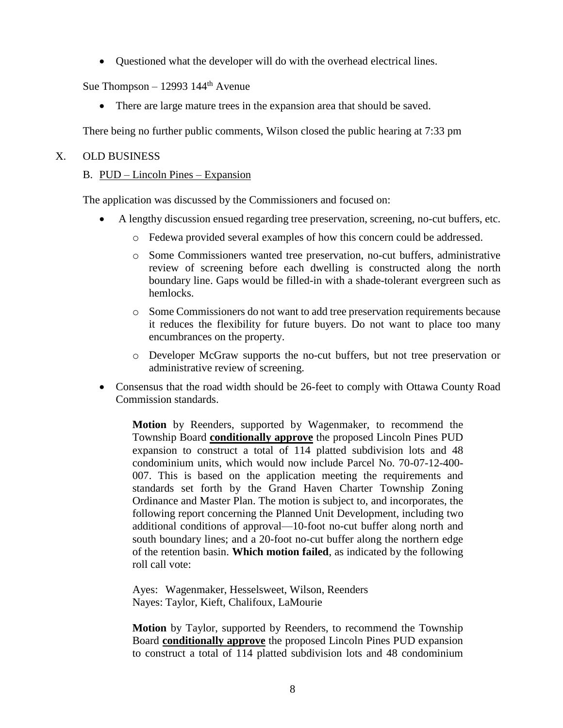- Questioned what the developer will do with the overhead electrical lines.

Sue Thompson – 12993 144th Avenue

- There are large mature trees in the expansion area that should be saved.

There being no further public comments, Wilson closed the public hearing at 7:33 pm

## X. OLD BUSINESS

### B. PUD – Lincoln Pines – Expansion

The application was discussed by the Commissioners and focused on:

- A lengthy discussion ensued regarding tree preservation, screening, no-cut buffers, etc.
  - Fedewa provided several examples of how this concern could be addressed.
  - Some Commissioners wanted tree preservation, no-cut buffers, administrative review of screening before each dwelling is constructed along the north boundary line. Gaps would be filled-in with a shade-tolerant evergreen such as hemlocks.
  - Some Commissioners do not want to add tree preservation requirements because it reduces the flexibility for future buyers. Do not want to place too many encumbrances on the property.
  - Developer McGraw supports the no-cut buffers, but not tree preservation or administrative review of screening.
- Consensus that the road width should be 26-feet to comply with Ottawa County Road Commission standards.

> **Motion** by Reenders, supported by Wagenmaker, to recommend the Township Board **conditionally approve** the proposed Lincoln Pines PUD expansion to construct a total of 114 platted subdivision lots and 48 condominium units, which would now include Parcel No. 70-07-12-400-007. This is based on the application meeting the requirements and standards set forth by the Grand Haven Charter Township Zoning Ordinance and Master Plan. The motion is subject to, and incorporates, the following report concerning the Planned Unit Development, including two additional conditions of approval—10-foot no-cut buffer along north and south boundary lines; and a 20-foot no-cut buffer along the northern edge of the retention basin. **Which motion failed**, as indicated by the following roll call vote:
>
> Ayes: Wagenmaker, Hesselsweet, Wilson, Reenders
> Nayes: Taylor, Kieft, Chalifoux, LaMourie
>
> **Motion** by Taylor, supported by Reenders, to recommend the Township Board **conditionally approve** the proposed Lincoln Pines PUD expansion to construct a total of 114 platted subdivision lots and 48 condominium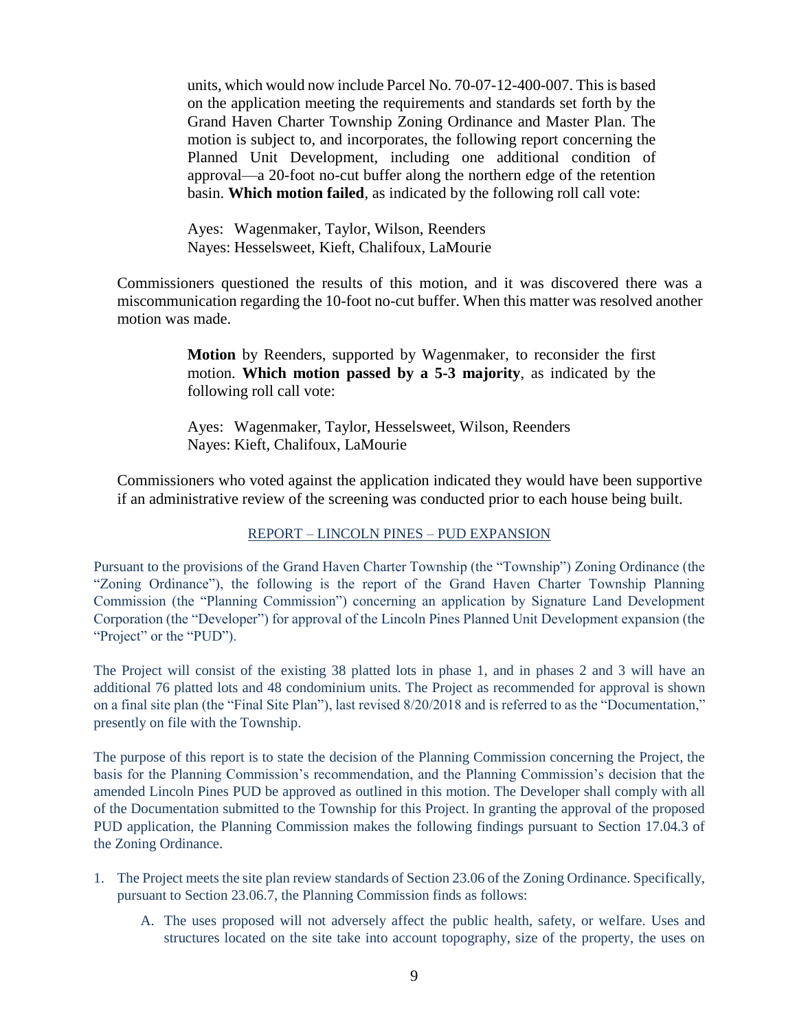units, which would now include Parcel No. 70-07-12-400-007. This is based on the application meeting the requirements and standards set forth by the Grand Haven Charter Township Zoning Ordinance and Master Plan. The motion is subject to, and incorporates, the following report concerning the Planned Unit Development, including one additional condition of approval—a 20-foot no-cut buffer along the northern edge of the retention basin. **Which motion failed**, as indicated by the following roll call vote:

Ayes: Wagenmaker, Taylor, Wilson, Reenders
Nayes: Hesselsweet, Kieft, Chalifoux, LaMourie

Commissioners questioned the results of this motion, and it was discovered there was a miscommunication regarding the 10-foot no-cut buffer. When this matter was resolved another motion was made.

**Motion** by Reenders, supported by Wagenmaker, to reconsider the first motion. **Which motion passed by a 5-3 majority**, as indicated by the following roll call vote:

Ayes: Wagenmaker, Taylor, Hesselsweet, Wilson, Reenders
Nayes: Kieft, Chalifoux, LaMourie

Commissioners who voted against the application indicated they would have been supportive if an administrative review of the screening was conducted prior to each house being built.

REPORT – LINCOLN PINES – PUD EXPANSION

Pursuant to the provisions of the Grand Haven Charter Township (the "Township") Zoning Ordinance (the "Zoning Ordinance"), the following is the report of the Grand Haven Charter Township Planning Commission (the "Planning Commission") concerning an application by Signature Land Development Corporation (the "Developer") for approval of the Lincoln Pines Planned Unit Development expansion (the "Project" or the "PUD").

The Project will consist of the existing 38 platted lots in phase 1, and in phases 2 and 3 will have an additional 76 platted lots and 48 condominium units. The Project as recommended for approval is shown on a final site plan (the "Final Site Plan"), last revised 8/20/2018 and is referred to as the "Documentation," presently on file with the Township.

The purpose of this report is to state the decision of the Planning Commission concerning the Project, the basis for the Planning Commission's recommendation, and the Planning Commission's decision that the amended Lincoln Pines PUD be approved as outlined in this motion. The Developer shall comply with all of the Documentation submitted to the Township for this Project. In granting the approval of the proposed PUD application, the Planning Commission makes the following findings pursuant to Section 17.04.3 of the Zoning Ordinance.

1. The Project meets the site plan review standards of Section 23.06 of the Zoning Ordinance. Specifically, pursuant to Section 23.06.7, the Planning Commission finds as follows:
   A. The uses proposed will not adversely affect the public health, safety, or welfare. Uses and structures located on the site take into account topography, size of the property, the uses on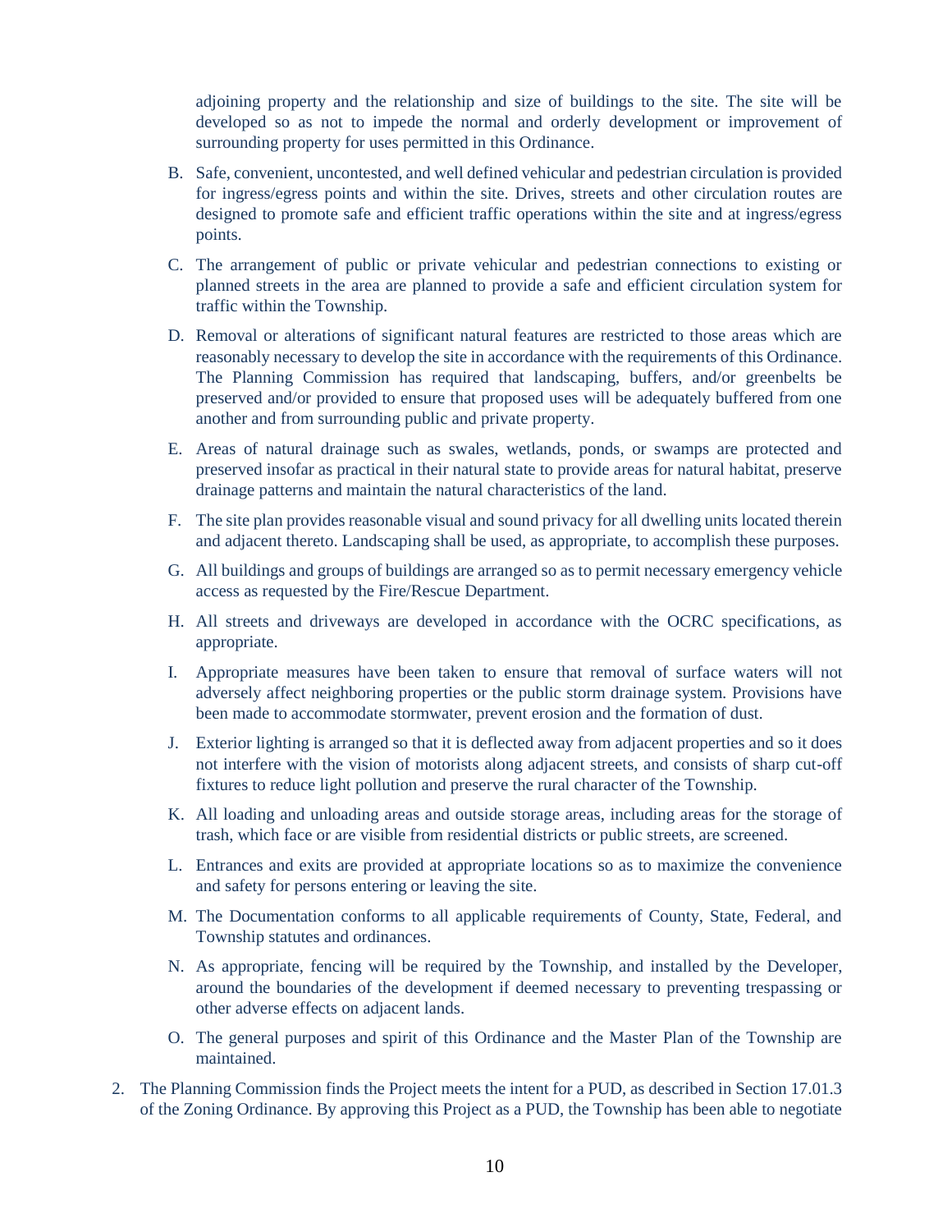adjoining property and the relationship and size of buildings to the site. The site will be developed so as not to impede the normal and orderly development or improvement of surrounding property for uses permitted in this Ordinance.

B. Safe, convenient, uncontested, and well defined vehicular and pedestrian circulation is provided for ingress/egress points and within the site. Drives, streets and other circulation routes are designed to promote safe and efficient traffic operations within the site and at ingress/egress points.

C. The arrangement of public or private vehicular and pedestrian connections to existing or planned streets in the area are planned to provide a safe and efficient circulation system for traffic within the Township.

D. Removal or alterations of significant natural features are restricted to those areas which are reasonably necessary to develop the site in accordance with the requirements of this Ordinance. The Planning Commission has required that landscaping, buffers, and/or greenbelts be preserved and/or provided to ensure that proposed uses will be adequately buffered from one another and from surrounding public and private property.

E. Areas of natural drainage such as swales, wetlands, ponds, or swamps are protected and preserved insofar as practical in their natural state to provide areas for natural habitat, preserve drainage patterns and maintain the natural characteristics of the land.

F. The site plan provides reasonable visual and sound privacy for all dwelling units located therein and adjacent thereto. Landscaping shall be used, as appropriate, to accomplish these purposes.

G. All buildings and groups of buildings are arranged so as to permit necessary emergency vehicle access as requested by the Fire/Rescue Department.

H. All streets and driveways are developed in accordance with the OCRC specifications, as appropriate.

I. Appropriate measures have been taken to ensure that removal of surface waters will not adversely affect neighboring properties or the public storm drainage system. Provisions have been made to accommodate stormwater, prevent erosion and the formation of dust.

J. Exterior lighting is arranged so that it is deflected away from adjacent properties and so it does not interfere with the vision of motorists along adjacent streets, and consists of sharp cut-off fixtures to reduce light pollution and preserve the rural character of the Township.

K. All loading and unloading areas and outside storage areas, including areas for the storage of trash, which face or are visible from residential districts or public streets, are screened.

L. Entrances and exits are provided at appropriate locations so as to maximize the convenience and safety for persons entering or leaving the site.

M. The Documentation conforms to all applicable requirements of County, State, Federal, and Township statutes and ordinances.

N. As appropriate, fencing will be required by the Township, and installed by the Developer, around the boundaries of the development if deemed necessary to preventing trespassing or other adverse effects on adjacent lands.

O. The general purposes and spirit of this Ordinance and the Master Plan of the Township are maintained.

2. The Planning Commission finds the Project meets the intent for a PUD, as described in Section 17.01.3 of the Zoning Ordinance. By approving this Project as a PUD, the Township has been able to negotiate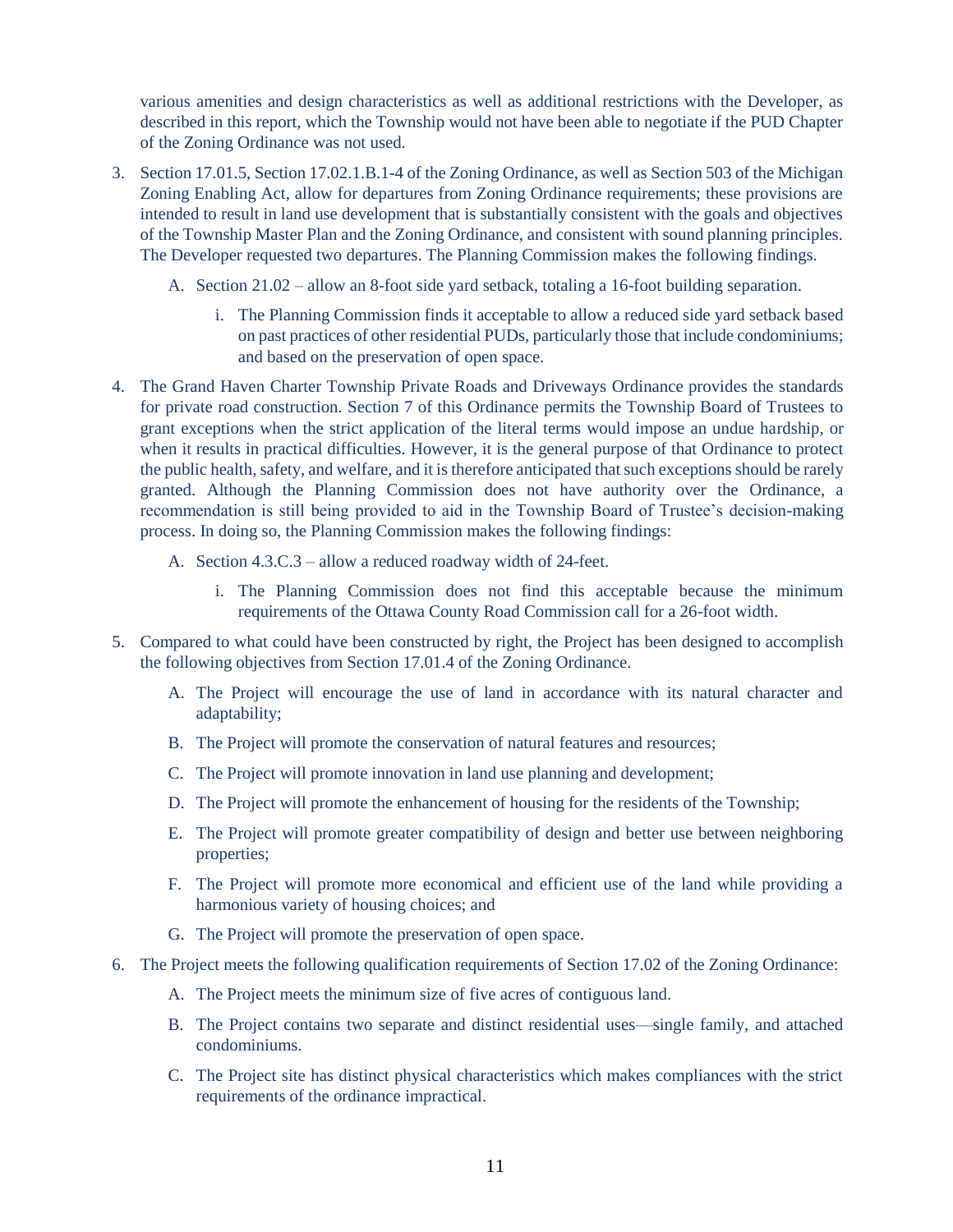various amenities and design characteristics as well as additional restrictions with the Developer, as described in this report, which the Township would not have been able to negotiate if the PUD Chapter of the Zoning Ordinance was not used.

3. Section 17.01.5, Section 17.02.1.B.1-4 of the Zoning Ordinance, as well as Section 503 of the Michigan Zoning Enabling Act, allow for departures from Zoning Ordinance requirements; these provisions are intended to result in land use development that is substantially consistent with the goals and objectives of the Township Master Plan and the Zoning Ordinance, and consistent with sound planning principles. The Developer requested two departures. The Planning Commission makes the following findings.

   A. Section 21.02 – allow an 8-foot side yard setback, totaling a 16-foot building separation.

      i. The Planning Commission finds it acceptable to allow a reduced side yard setback based on past practices of other residential PUDs, particularly those that include condominiums; and based on the preservation of open space.

4. The Grand Haven Charter Township Private Roads and Driveways Ordinance provides the standards for private road construction. Section 7 of this Ordinance permits the Township Board of Trustees to grant exceptions when the strict application of the literal terms would impose an undue hardship, or when it results in practical difficulties. However, it is the general purpose of that Ordinance to protect the public health, safety, and welfare, and it is therefore anticipated that such exceptions should be rarely granted. Although the Planning Commission does not have authority over the Ordinance, a recommendation is still being provided to aid in the Township Board of Trustee's decision-making process. In doing so, the Planning Commission makes the following findings:

   A. Section 4.3.C.3 – allow a reduced roadway width of 24-feet.

      i. The Planning Commission does not find this acceptable because the minimum requirements of the Ottawa County Road Commission call for a 26-foot width.

5. Compared to what could have been constructed by right, the Project has been designed to accomplish the following objectives from Section 17.01.4 of the Zoning Ordinance.

   A. The Project will encourage the use of land in accordance with its natural character and adaptability;

   B. The Project will promote the conservation of natural features and resources;

   C. The Project will promote innovation in land use planning and development;

   D. The Project will promote the enhancement of housing for the residents of the Township;

   E. The Project will promote greater compatibility of design and better use between neighboring properties;

   F. The Project will promote more economical and efficient use of the land while providing a harmonious variety of housing choices; and

   G. The Project will promote the preservation of open space.

6. The Project meets the following qualification requirements of Section 17.02 of the Zoning Ordinance:

   A. The Project meets the minimum size of five acres of contiguous land.

   B. The Project contains two separate and distinct residential uses—single family, and attached condominiums.

   C. The Project site has distinct physical characteristics which makes compliances with the strict requirements of the ordinance impractical.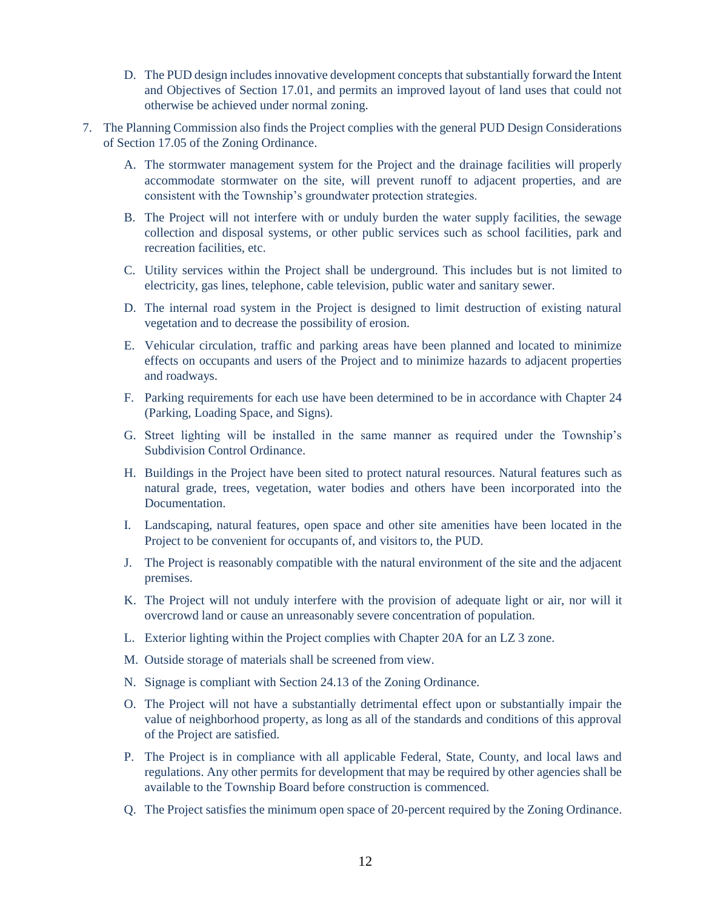D. The PUD design includes innovative development concepts that substantially forward the Intent and Objectives of Section 17.01, and permits an improved layout of land uses that could not otherwise be achieved under normal zoning.

7. The Planning Commission also finds the Project complies with the general PUD Design Considerations of Section 17.05 of the Zoning Ordinance.

   A. The stormwater management system for the Project and the drainage facilities will properly accommodate stormwater on the site, will prevent runoff to adjacent properties, and are consistent with the Township's groundwater protection strategies.

   B. The Project will not interfere with or unduly burden the water supply facilities, the sewage collection and disposal systems, or other public services such as school facilities, park and recreation facilities, etc.

   C. Utility services within the Project shall be underground. This includes but is not limited to electricity, gas lines, telephone, cable television, public water and sanitary sewer.

   D. The internal road system in the Project is designed to limit destruction of existing natural vegetation and to decrease the possibility of erosion.

   E. Vehicular circulation, traffic and parking areas have been planned and located to minimize effects on occupants and users of the Project and to minimize hazards to adjacent properties and roadways.

   F. Parking requirements for each use have been determined to be in accordance with Chapter 24 (Parking, Loading Space, and Signs).

   G. Street lighting will be installed in the same manner as required under the Township's Subdivision Control Ordinance.

   H. Buildings in the Project have been sited to protect natural resources. Natural features such as natural grade, trees, vegetation, water bodies and others have been incorporated into the Documentation.

   I. Landscaping, natural features, open space and other site amenities have been located in the Project to be convenient for occupants of, and visitors to, the PUD.

   J. The Project is reasonably compatible with the natural environment of the site and the adjacent premises.

   K. The Project will not unduly interfere with the provision of adequate light or air, nor will it overcrowd land or cause an unreasonably severe concentration of population.

   L. Exterior lighting within the Project complies with Chapter 20A for an LZ 3 zone.

   M. Outside storage of materials shall be screened from view.

   N. Signage is compliant with Section 24.13 of the Zoning Ordinance.

   O. The Project will not have a substantially detrimental effect upon or substantially impair the value of neighborhood property, as long as all of the standards and conditions of this approval of the Project are satisfied.

   P. The Project is in compliance with all applicable Federal, State, County, and local laws and regulations. Any other permits for development that may be required by other agencies shall be available to the Township Board before construction is commenced.

   Q. The Project satisfies the minimum open space of 20-percent required by the Zoning Ordinance.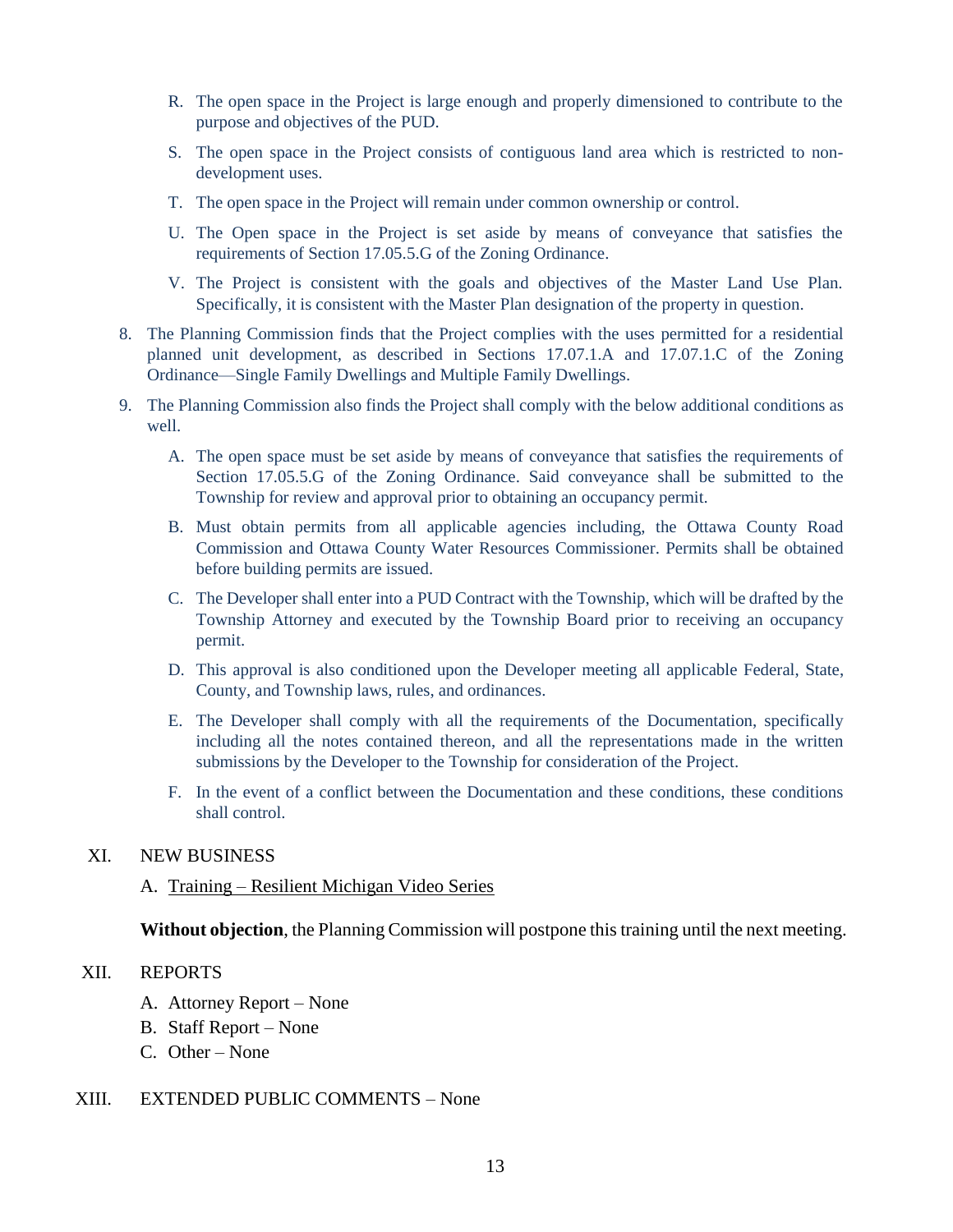R. The open space in the Project is large enough and properly dimensioned to contribute to the purpose and objectives of the PUD.

S. The open space in the Project consists of contiguous land area which is restricted to non-development uses.

T. The open space in the Project will remain under common ownership or control.

U. The Open space in the Project is set aside by means of conveyance that satisfies the requirements of Section 17.05.5.G of the Zoning Ordinance.

V. The Project is consistent with the goals and objectives of the Master Land Use Plan. Specifically, it is consistent with the Master Plan designation of the property in question.

8. The Planning Commission finds that the Project complies with the uses permitted for a residential planned unit development, as described in Sections 17.07.1.A and 17.07.1.C of the Zoning Ordinance—Single Family Dwellings and Multiple Family Dwellings.

9. The Planning Commission also finds the Project shall comply with the below additional conditions as well.

   A. The open space must be set aside by means of conveyance that satisfies the requirements of Section 17.05.5.G of the Zoning Ordinance. Said conveyance shall be submitted to the Township for review and approval prior to obtaining an occupancy permit.

   B. Must obtain permits from all applicable agencies including, the Ottawa County Road Commission and Ottawa County Water Resources Commissioner. Permits shall be obtained before building permits are issued.

   C. The Developer shall enter into a PUD Contract with the Township, which will be drafted by the Township Attorney and executed by the Township Board prior to receiving an occupancy permit.

   D. This approval is also conditioned upon the Developer meeting all applicable Federal, State, County, and Township laws, rules, and ordinances.

   E. The Developer shall comply with all the requirements of the Documentation, specifically including all the notes contained thereon, and all the representations made in the written submissions by the Developer to the Township for consideration of the Project.

   F. In the event of a conflict between the Documentation and these conditions, these conditions shall control.

XI. NEW BUSINESS

A. Training – Resilient Michigan Video Series

**Without objection**, the Planning Commission will postpone this training until the next meeting.

XII. REPORTS

A. Attorney Report – None
B. Staff Report – None
C. Other – None

XIII. EXTENDED PUBLIC COMMENTS – None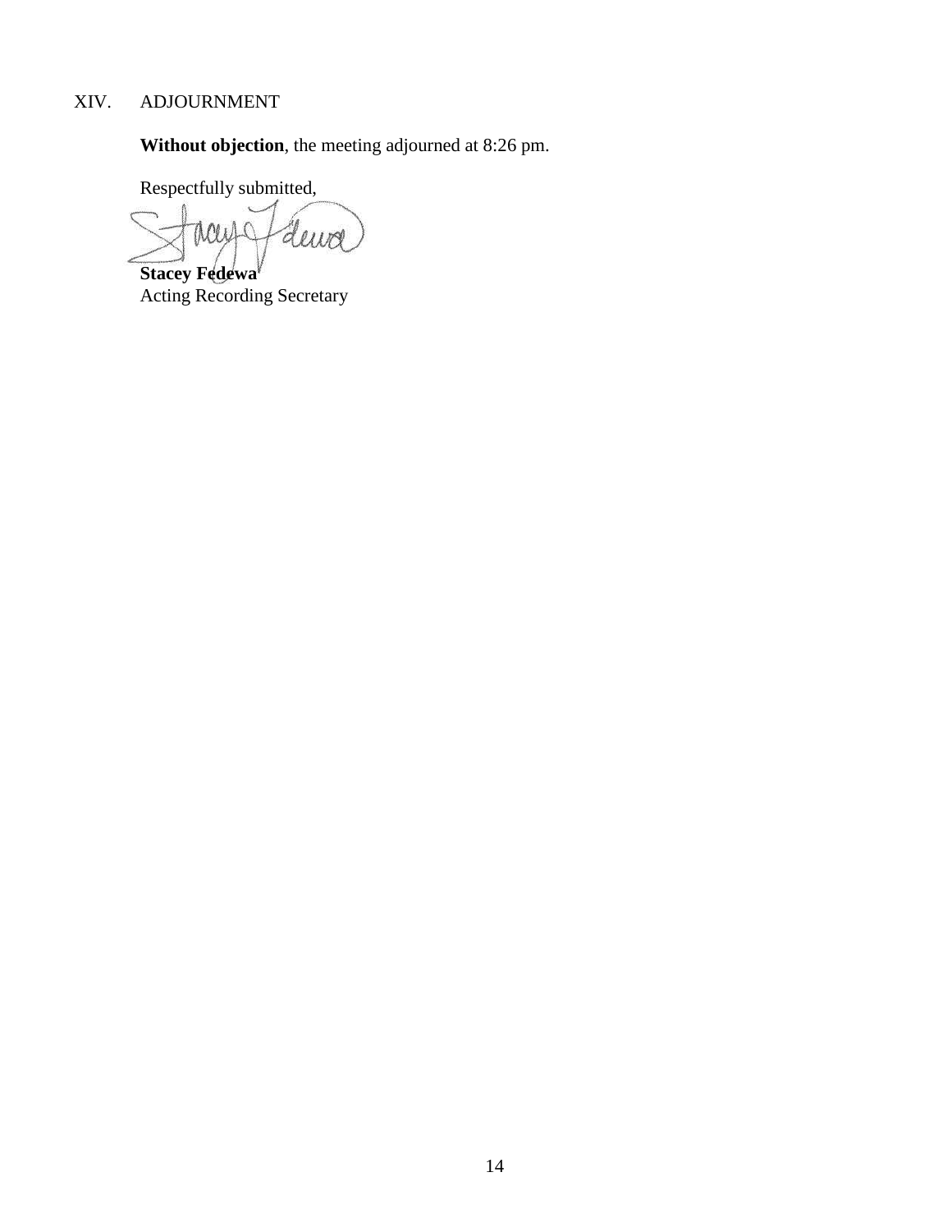## XIV. ADJOURNMENT

**Without objection**, the meeting adjourned at 8:26 pm.

Respectfully submitted,

**Stacey Fedewa**
Acting Recording Secretary